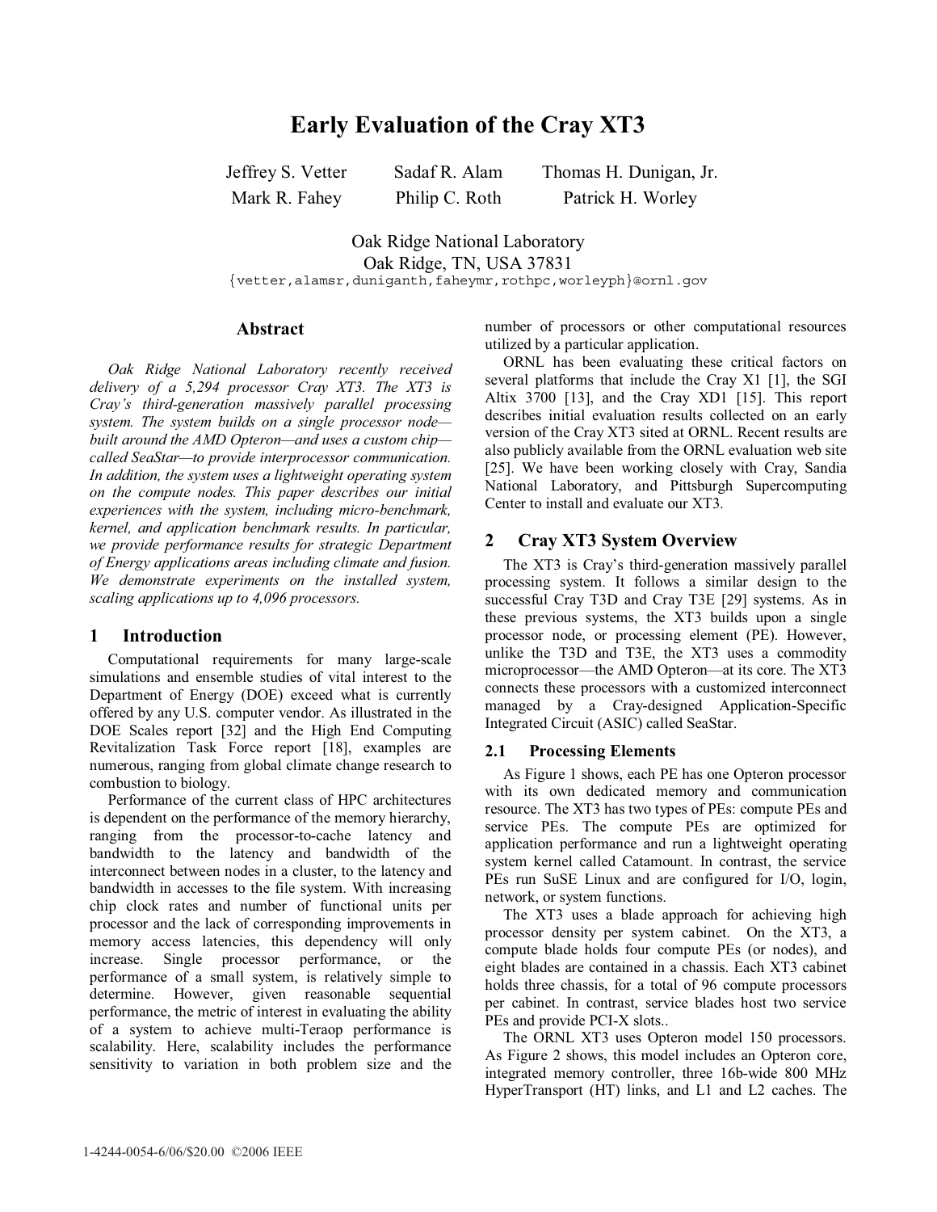# Early Evaluation of the Cray XT3

Jeffrey S. Vetter, Sadaf R. Alam, Thomas H. Dunigan, Jr.
Mark R. Fahey, Philip C. Roth, Patrick H. Worley

Oak Ridge National Laboratory
Oak Ridge, TN, USA 37831
{vetter,alamsr,duniganth,faheymr,rothpc,worleyph}@ornl.gov

## Abstract

*Oak Ridge National Laboratory recently received delivery of a 5,294 processor Cray XT3. The XT3 is Cray's third-generation massively parallel processing system. The system builds on a single processor node—built around the AMD Opteron—and uses a custom chip—called SeaStar—to provide interprocessor communication. In addition, the system uses a lightweight operating system on the compute nodes. This paper describes our initial experiences with the system, including micro-benchmark, kernel, and application benchmark results. In particular, we provide performance results for strategic Department of Energy applications areas including climate and fusion. We demonstrate experiments on the installed system, scaling applications up to 4,096 processors.*

## 1 Introduction

Computational requirements for many large-scale simulations and ensemble studies of vital interest to the Department of Energy (DOE) exceed what is currently offered by any U.S. computer vendor. As illustrated in the DOE Scales report [32] and the High End Computing Revitalization Task Force report [18], examples are numerous, ranging from global climate change research to combustion to biology.

Performance of the current class of HPC architectures is dependent on the performance of the memory hierarchy, ranging from the processor-to-cache latency and bandwidth to the latency and bandwidth of the interconnect between nodes in a cluster, to the latency and bandwidth in accesses to the file system. With increasing chip clock rates and number of functional units per processor and the lack of corresponding improvements in memory access latencies, this dependency will only increase. Single processor performance, or the performance of a small system, is relatively simple to determine. However, given reasonable sequential performance, the metric of interest in evaluating the ability of a system to achieve multi-Teraop performance is scalability. Here, scalability includes the performance sensitivity to variation in both problem size and the number of processors or other computational resources utilized by a particular application.

ORNL has been evaluating these critical factors on several platforms that include the Cray X1 [1], the SGI Altix 3700 [13], and the Cray XD1 [15]. This report describes initial evaluation results collected on an early version of the Cray XT3 sited at ORNL. Recent results are also publicly available from the ORNL evaluation web site [25]. We have been working closely with Cray, Sandia National Laboratory, and Pittsburgh Supercomputing Center to install and evaluate our XT3.

## 2 Cray XT3 System Overview

The XT3 is Cray's third-generation massively parallel processing system. It follows a similar design to the successful Cray T3D and Cray T3E [29] systems. As in these previous systems, the XT3 builds upon a single processor node, or processing element (PE). However, unlike the T3D and T3E, the XT3 uses a commodity microprocessor—the AMD Opteron—at its core. The XT3 connects these processors with a customized interconnect managed by a Cray-designed Application-Specific Integrated Circuit (ASIC) called SeaStar.

### 2.1 Processing Elements

As Figure 1 shows, each PE has one Opteron processor with its own dedicated memory and communication resource. The XT3 has two types of PEs: compute PEs and service PEs. The compute PEs are optimized for application performance and run a lightweight operating system kernel called Catamount. In contrast, the service PEs run SuSE Linux and are configured for I/O, login, network, or system functions.

The XT3 uses a blade approach for achieving high processor density per system cabinet. On the XT3, a compute blade holds four compute PEs (or nodes), and eight blades are contained in a chassis. Each XT3 cabinet holds three chassis, for a total of 96 compute processors per cabinet. In contrast, service blades host two service PEs and provide PCI-X slots..

The ORNL XT3 uses Opteron model 150 processors. As Figure 2 shows, this model includes an Opteron core, integrated memory controller, three 16b-wide 800 MHz HyperTransport (HT) links, and L1 and L2 caches. The

1-4244-0054-6/06/$20.00 ©2006 IEEE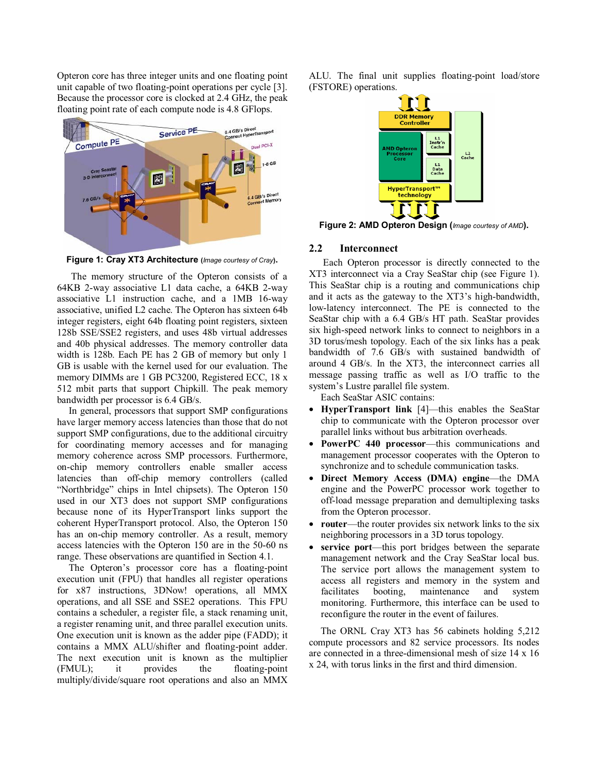Opteron core has three integer units and one floating point unit capable of two floating-point operations per cycle [3]. Because the processor core is clocked at 2.4 GHz, the peak floating point rate of each compute node is 4.8 GFlops.

Compute PE
Service PE
6.4 GB/s Direct Connect HyperTransport
Dual PCI-X
1-8 GB
Cray Seastar 3-D interconnect
7.6 GB/s
6.4 GB/s Direct Connect Memory

**Figure 1: Cray XT3 Architecture** (*Image courtesy of Cray*).

The memory structure of the Opteron consists of a 64KB 2-way associative L1 data cache, a 64KB 2-way associative L1 instruction cache, and a 1MB 16-way associative, unified L2 cache. The Opteron has sixteen 64b integer registers, eight 64b floating point registers, sixteen 128b SSE/SSE2 registers, and uses 48b virtual addresses and 40b physical addresses. The memory controller data width is 128b. Each PE has 2 GB of memory but only 1 GB is usable with the kernel used for our evaluation. The memory DIMMs are 1 GB PC3200, Registered ECC, 18 x 512 mbit parts that support Chipkill. The peak memory bandwidth per processor is 6.4 GB/s.

In general, processors that support SMP configurations have larger memory access latencies than those that do not support SMP configurations, due to the additional circuitry for coordinating memory accesses and for managing memory coherence across SMP processors. Furthermore, on-chip memory controllers enable smaller access latencies than off-chip memory controllers (called "Northbridge" chips in Intel chipsets). The Opteron 150 used in our XT3 does not support SMP configurations because none of its HyperTransport links support the coherent HyperTransport protocol. Also, the Opteron 150 has an on-chip memory controller. As a result, memory access latencies with the Opteron 150 are in the 50-60 ns range. These observations are quantified in Section 4.1.

The Opteron's processor core has a floating-point execution unit (FPU) that handles all register operations for x87 instructions, 3DNow! operations, all MMX operations, and all SSE and SSE2 operations. This FPU contains a scheduler, a register file, a stack renaming unit, a register renaming unit, and three parallel execution units. One execution unit is known as the adder pipe (FADD); it contains a MMX ALU/shifter and floating-point adder. The next execution unit is known as the multiplier (FMUL); it provides the floating-point multiply/divide/square root operations and also an MMX ALU. The final unit supplies floating-point load/store (FSTORE) operations.

DDR Memory Controller
AMD Opteron Processor Core
L1 Instr'n Cache
L1 Data Cache
L2 Cache
HyperTransport™ technology

**Figure 2: AMD Opteron Design** (*Image courtesy of AMD*).

## 2.2 Interconnect

Each Opteron processor is directly connected to the XT3 interconnect via a Cray SeaStar chip (see Figure 1). This SeaStar chip is a routing and communications chip and it acts as the gateway to the XT3's high-bandwidth, low-latency interconnect. The PE is connected to the SeaStar chip with a 6.4 GB/s HT path. SeaStar provides six high-speed network links to connect to neighbors in a 3D torus/mesh topology. Each of the six links has a peak bandwidth of 7.6 GB/s with sustained bandwidth of around 4 GB/s. In the XT3, the interconnect carries all message passing traffic as well as I/O traffic to the system's Lustre parallel file system.

Each SeaStar ASIC contains:

- **HyperTransport link** [4]—this enables the SeaStar chip to communicate with the Opteron processor over parallel links without bus arbitration overheads.
- **PowerPC 440 processor**—this communications and management processor cooperates with the Opteron to synchronize and to schedule communication tasks.
- **Direct Memory Access (DMA) engine**—the DMA engine and the PowerPC processor work together to off-load message preparation and demultiplexing tasks from the Opteron processor.
- **router**—the router provides six network links to the six neighboring processors in a 3D torus topology.
- **service port**—this port bridges between the separate management network and the Cray SeaStar local bus. The service port allows the management system to access all registers and memory in the system and facilitates booting, maintenance and system monitoring. Furthermore, this interface can be used to reconfigure the router in the event of failures.

The ORNL Cray XT3 has 56 cabinets holding 5,212 compute processors and 82 service processors. Its nodes are connected in a three-dimensional mesh of size 14 x 16 x 24, with torus links in the first and third dimension.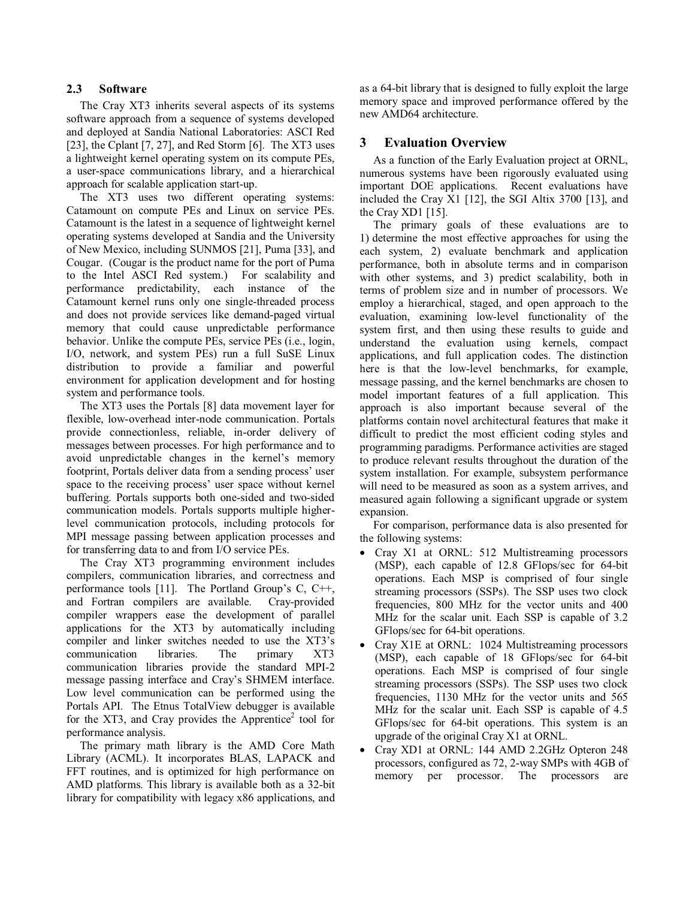### 2.3 Software

The Cray XT3 inherits several aspects of its systems software approach from a sequence of systems developed and deployed at Sandia National Laboratories: ASCI Red [23], the Cplant [7, 27], and Red Storm [6]. The XT3 uses a lightweight kernel operating system on its compute PEs, a user-space communications library, and a hierarchical approach for scalable application start-up.

The XT3 uses two different operating systems: Catamount on compute PEs and Linux on service PEs. Catamount is the latest in a sequence of lightweight kernel operating systems developed at Sandia and the University of New Mexico, including SUNMOS [21], Puma [33], and Cougar. (Cougar is the product name for the port of Puma to the Intel ASCI Red system.) For scalability and performance predictability, each instance of the Catamount kernel runs only one single-threaded process and does not provide services like demand-paged virtual memory that could cause unpredictable performance behavior. Unlike the compute PEs, service PEs (i.e., login, I/O, network, and system PEs) run a full SuSE Linux distribution to provide a familiar and powerful environment for application development and for hosting system and performance tools.

The XT3 uses the Portals [8] data movement layer for flexible, low-overhead inter-node communication. Portals provide connectionless, reliable, in-order delivery of messages between processes. For high performance and to avoid unpredictable changes in the kernel's memory footprint, Portals deliver data from a sending process' user space to the receiving process' user space without kernel buffering. Portals supports both one-sided and two-sided communication models. Portals supports multiple higher-level communication protocols, including protocols for MPI message passing between application processes and for transferring data to and from I/O service PEs.

The Cray XT3 programming environment includes compilers, communication libraries, and correctness and performance tools [11]. The Portland Group's C, C++, and Fortran compilers are available. Cray-provided compiler wrappers ease the development of parallel applications for the XT3 by automatically including compiler and linker switches needed to use the XT3's communication libraries. The primary XT3 communication libraries provide the standard MPI-2 message passing interface and Cray's SHMEM interface. Low level communication can be performed using the Portals API. The Etnus TotalView debugger is available for the XT3, and Cray provides the Apprentice$^2$ tool for performance analysis.

The primary math library is the AMD Core Math Library (ACML). It incorporates BLAS, LAPACK and FFT routines, and is optimized for high performance on AMD platforms. This library is available both as a 32-bit library for compatibility with legacy x86 applications, and as a 64-bit library that is designed to fully exploit the large memory space and improved performance offered by the new AMD64 architecture.

## 3 Evaluation Overview

As a function of the Early Evaluation project at ORNL, numerous systems have been rigorously evaluated using important DOE applications. Recent evaluations have included the Cray X1 [12], the SGI Altix 3700 [13], and the Cray XD1 [15].

The primary goals of these evaluations are to 1) determine the most effective approaches for using the each system, 2) evaluate benchmark and application performance, both in absolute terms and in comparison with other systems, and 3) predict scalability, both in terms of problem size and in number of processors. We employ a hierarchical, staged, and open approach to the evaluation, examining low-level functionality of the system first, and then using these results to guide and understand the evaluation using kernels, compact applications, and full application codes. The distinction here is that the low-level benchmarks, for example, message passing, and the kernel benchmarks are chosen to model important features of a full application. This approach is also important because several of the platforms contain novel architectural features that make it difficult to predict the most efficient coding styles and programming paradigms. Performance activities are staged to produce relevant results throughout the duration of the system installation. For example, subsystem performance will need to be measured as soon as a system arrives, and measured again following a significant upgrade or system expansion.

For comparison, performance data is also presented for the following systems:

- Cray X1 at ORNL: 512 Multistreaming processors (MSP), each capable of 12.8 GFlops/sec for 64-bit operations. Each MSP is comprised of four single streaming processors (SSPs). The SSP uses two clock frequencies, 800 MHz for the vector units and 400 MHz for the scalar unit. Each SSP is capable of 3.2 GFlops/sec for 64-bit operations.
- Cray X1E at ORNL: 1024 Multistreaming processors (MSP), each capable of 18 GFlops/sec for 64-bit operations. Each MSP is comprised of four single streaming processors (SSPs). The SSP uses two clock frequencies, 1130 MHz for the vector units and 565 MHz for the scalar unit. Each SSP is capable of 4.5 GFlops/sec for 64-bit operations. This system is an upgrade of the original Cray X1 at ORNL.
- Cray XD1 at ORNL: 144 AMD 2.2GHz Opteron 248 processors, configured as 72, 2-way SMPs with 4GB of memory per processor. The processors are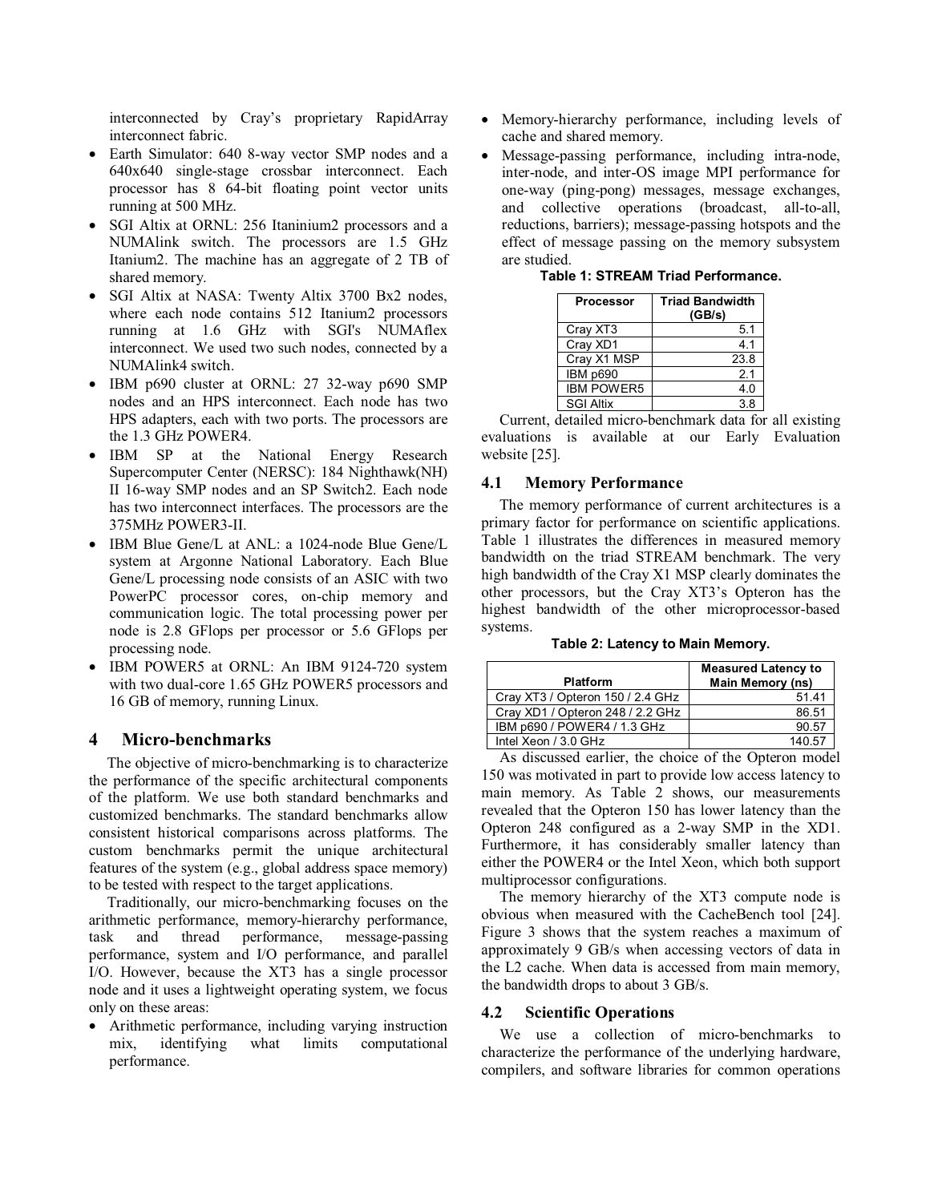interconnected by Cray's proprietary RapidArray interconnect fabric.

- Earth Simulator: 640 8-way vector SMP nodes and a 640x640 single-stage crossbar interconnect. Each processor has 8 64-bit floating point vector units running at 500 MHz.
- SGI Altix at ORNL: 256 Itaninium2 processors and a NUMAlink switch. The processors are 1.5 GHz Itanium2. The machine has an aggregate of 2 TB of shared memory.
- SGI Altix at NASA: Twenty Altix 3700 Bx2 nodes, where each node contains 512 Itanium2 processors running at 1.6 GHz with SGI's NUMAflex interconnect. We used two such nodes, connected by a NUMAlink4 switch.
- IBM p690 cluster at ORNL: 27 32-way p690 SMP nodes and an HPS interconnect. Each node has two HPS adapters, each with two ports. The processors are the 1.3 GHz POWER4.
- IBM SP at the National Energy Research Supercomputer Center (NERSC): 184 Nighthawk(NH) II 16-way SMP nodes and an SP Switch2. Each node has two interconnect interfaces. The processors are the 375MHz POWER3-II.
- IBM Blue Gene/L at ANL: a 1024-node Blue Gene/L system at Argonne National Laboratory. Each Blue Gene/L processing node consists of an ASIC with two PowerPC processor cores, on-chip memory and communication logic. The total processing power per node is 2.8 GFlops per processor or 5.6 GFlops per processing node.
- IBM POWER5 at ORNL: An IBM 9124-720 system with two dual-core 1.65 GHz POWER5 processors and 16 GB of memory, running Linux.

# 4 Micro-benchmarks

The objective of micro-benchmarking is to characterize the performance of the specific architectural components of the platform. We use both standard benchmarks and customized benchmarks. The standard benchmarks allow consistent historical comparisons across platforms. The custom benchmarks permit the unique architectural features of the system (e.g., global address space memory) to be tested with respect to the target applications.

Traditionally, our micro-benchmarking focuses on the arithmetic performance, memory-hierarchy performance, task and thread performance, message-passing performance, system and I/O performance, and parallel I/O. However, because the XT3 has a single processor node and it uses a lightweight operating system, we focus only on these areas:

- Arithmetic performance, including varying instruction mix, identifying what limits computational performance.
- Memory-hierarchy performance, including levels of cache and shared memory.
- Message-passing performance, including intra-node, inter-node, and inter-OS image MPI performance for one-way (ping-pong) messages, message exchanges, and collective operations (broadcast, all-to-all, reductions, barriers); message-passing hotspots and the effect of message passing on the memory subsystem are studied.

**Table 1: STREAM Triad Performance.**

| Processor | Triad Bandwidth (GB/s) |
|---|---|
| Cray XT3 | 5.1 |
| Cray XD1 | 4.1 |
| Cray X1 MSP | 23.8 |
| IBM p690 | 2.1 |
| IBM POWER5 | 4.0 |
| SGI Altix | 3.8 |

Current, detailed micro-benchmark data for all existing evaluations is available at our Early Evaluation website [25].

## 4.1 Memory Performance

The memory performance of current architectures is a primary factor for performance on scientific applications. Table 1 illustrates the differences in measured memory bandwidth on the triad STREAM benchmark. The very high bandwidth of the Cray X1 MSP clearly dominates the other processors, but the Cray XT3's Opteron has the highest bandwidth of the other microprocessor-based systems.

**Table 2: Latency to Main Memory.**

| Platform | Measured Latency to Main Memory (ns) |
|---|---|
| Cray XT3 / Opteron 150 / 2.4 GHz | 51.41 |
| Cray XD1 / Opteron 248 / 2.2 GHz | 86.51 |
| IBM p690 / POWER4 / 1.3 GHz | 90.57 |
| Intel Xeon / 3.0 GHz | 140.57 |

As discussed earlier, the choice of the Opteron model 150 was motivated in part to provide low access latency to main memory. As Table 2 shows, our measurements revealed that the Opteron 150 has lower latency than the Opteron 248 configured as a 2-way SMP in the XD1. Furthermore, it has considerably smaller latency than either the POWER4 or the Intel Xeon, which both support multiprocessor configurations.

The memory hierarchy of the XT3 compute node is obvious when measured with the CacheBench tool [24]. Figure 3 shows that the system reaches a maximum of approximately 9 GB/s when accessing vectors of data in the L2 cache. When data is accessed from main memory, the bandwidth drops to about 3 GB/s.

## 4.2 Scientific Operations

We use a collection of micro-benchmarks to characterize the performance of the underlying hardware, compilers, and software libraries for common operations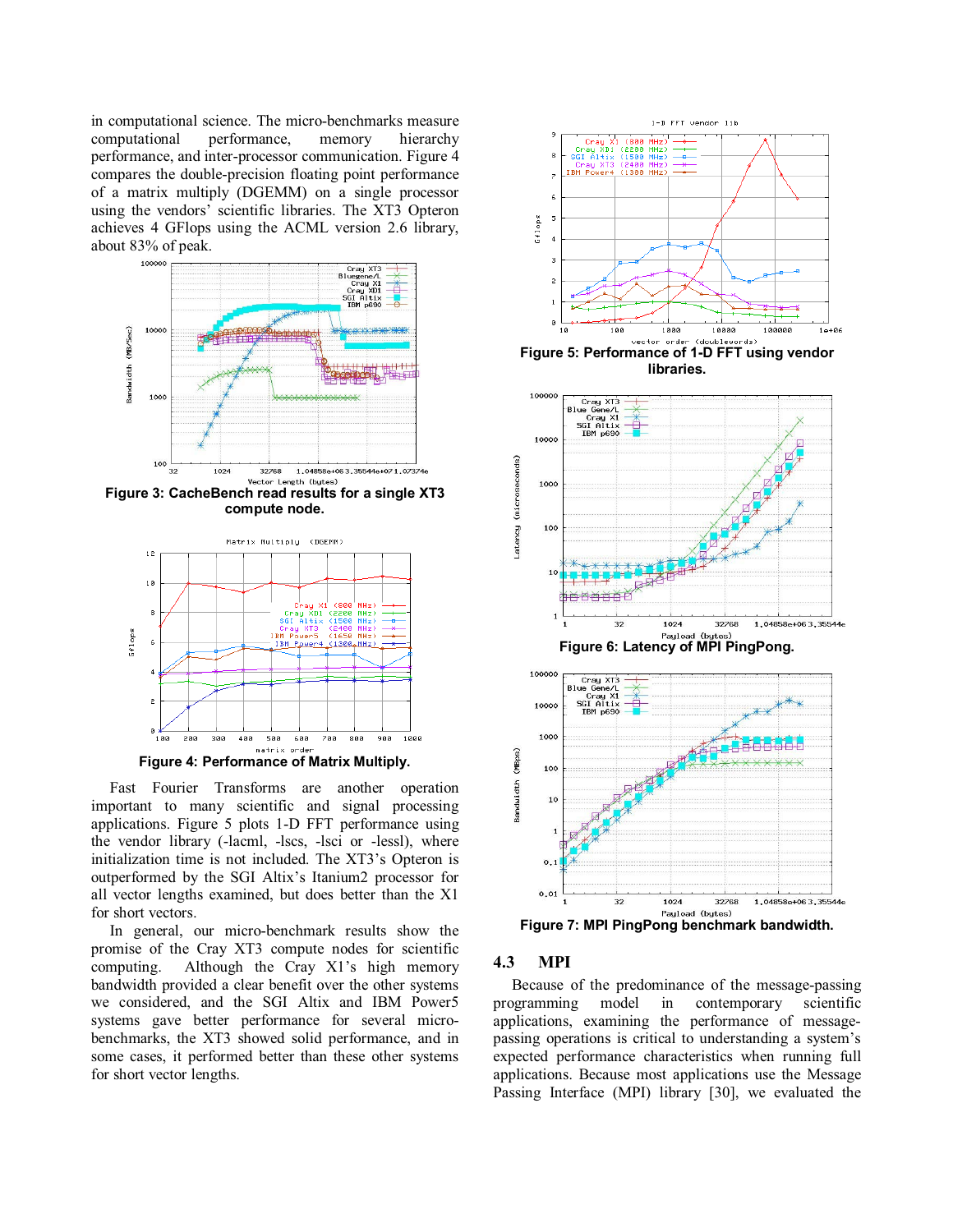in computational science. The micro-benchmarks measure computational performance, memory hierarchy performance, and inter-processor communication. Figure 4 compares the double-precision floating point performance of a matrix multiply (DGEMM) on a single processor using the vendors' scientific libraries. The XT3 Opteron achieves 4 GFlops using the ACML version 2.6 library, about 83% of peak.

100000
10000
1000
100
Bandwidth (MB/Sec)
32
1024
32768
1.04858e+06
3.35544e+07
1.07374e
Vector Length (bytes)
Cray XT3
Bluegene/L
Cray X1
Cray XD1
SGI Altix
IBM p690

**Figure 3: CacheBench read results for a single XT3 compute node.**

Matrix Multiply (DGEMM)
12
10
8
6
4
2
0
Gflops
100
200
300
400
500
600
700
800
900
1000
matrix order
Cray X1 (800 MHz)
Cray XD1 (2200 MHz)
SGI Altix (1500 MHz)
Cray XT3 (2400 MHz)
IBM Power5 (1650 MHz)
IBM Power4 (1300 MHz)

**Figure 4: Performance of Matrix Multiply.**

Fast Fourier Transforms are another operation important to many scientific and signal processing applications. Figure 5 plots 1-D FFT performance using the vendor library (-lacml, -lscs, -lsci or -lessl), where initialization time is not included. The XT3's Opteron is outperformed by the SGI Altix's Itanium2 processor for all vector lengths examined, but does better than the X1 for short vectors.

In general, our micro-benchmark results show the promise of the Cray XT3 compute nodes for scientific computing. Although the Cray X1's high memory bandwidth provided a clear benefit over the other systems we considered, and the SGI Altix and IBM Power5 systems gave better performance for several micro-benchmarks, the XT3 showed solid performance, and in some cases, it performed better than these other systems for short vector lengths.

1-D FFT vendor lib
9
8
7
6
5
4
3
2
1
0
Gflops
10
100
1000
10000
100000
1e+06
vector order (doublewords)
Cray X1 (800 MHz)
Cray XD1 (2200 MHz)
SGI Altix (1500 MHz)
Cray XT3 (2400 MHz)
IBM Power4 (1300 MHz)

**Figure 5: Performance of 1-D FFT using vendor libraries.**

100000
10000
1000
100
10
1
Latency (microseconds)
1
32
1024
32768
1.04858e+06
3.35544e
Payload (bytes)
Cray XT3
Blue Gene/L
Cray X1
SGI Altix
IBM p690

**Figure 6: Latency of MPI PingPong.**

100000
10000
1000
100
10
1
0.1
0.01
Bandwidth (MBps)
1
32
1024
32768
1.04858e+06
3.35544e
Payload (bytes)
Cray XT3
Blue Gene/L
Cray X1
SGI Altix
IBM p690

**Figure 7: MPI PingPong benchmark bandwidth.**

## 4.3 MPI

Because of the predominance of the message-passing programming model in contemporary scientific applications, examining the performance of message-passing operations is critical to understanding a system's expected performance characteristics when running full applications. Because most applications use the Message Passing Interface (MPI) library [30], we evaluated the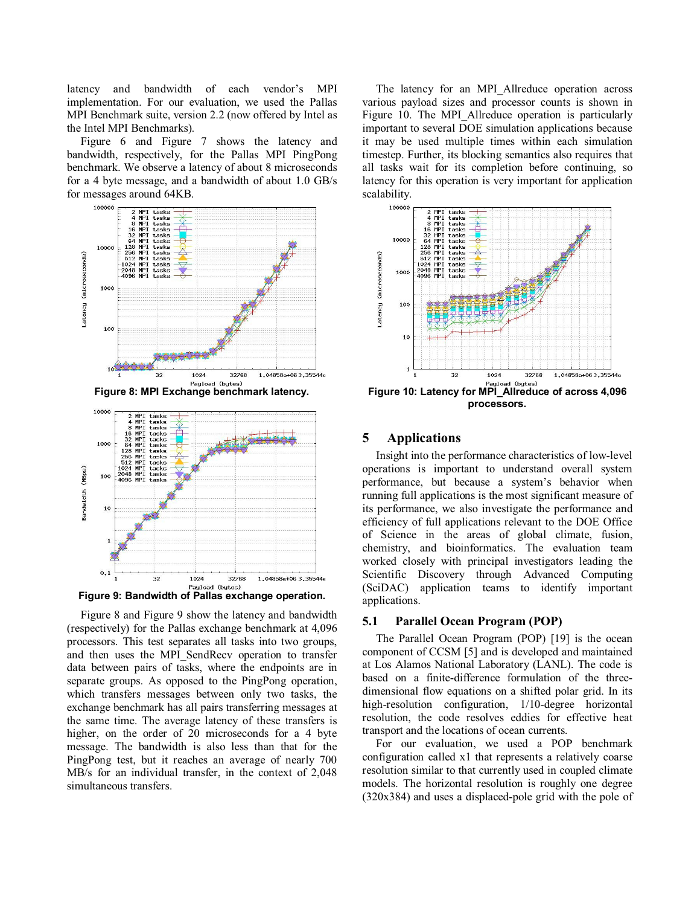latency and bandwidth of each vendor's MPI implementation. For our evaluation, we used the Pallas MPI Benchmark suite, version 2.2 (now offered by Intel as the Intel MPI Benchmarks).

Figure 6 and Figure 7 shows the latency and bandwidth, respectively, for the Pallas MPI PingPong benchmark. We observe a latency of about 8 microseconds for a 4 byte message, and a bandwidth of about 1.0 GB/s for messages around 64KB.

Latency (microseconds)
100000
10000
1000
100
10
1
32
1024
32768
1.04858e+06
3.35544e
Payload (bytes)
2 MPI tasks
4 MPI tasks
8 MPI tasks
16 MPI tasks
32 MPI tasks
64 MPI tasks
128 MPI tasks
256 MPI tasks
512 MPI tasks
1024 MPI tasks
2048 MPI tasks
4096 MPI tasks

**Figure 8: MPI Exchange benchmark latency.**

Bandwidth (MBps)
10000
1000
100
10
1
0.1
1
32
1024
32768
1.04858e+06
3.35544e
Payload (bytes)
2 MPI tasks
4 MPI tasks
8 MPI tasks
16 MPI tasks
32 MPI tasks
64 MPI tasks
128 MPI tasks
256 MPI tasks
512 MPI tasks
1024 MPI tasks
2048 MPI tasks
4096 MPI tasks

**Figure 9: Bandwidth of Pallas exchange operation.**

Figure 8 and Figure 9 show the latency and bandwidth (respectively) for the Pallas exchange benchmark at 4,096 processors. This test separates all tasks into two groups, and then uses the MPI_SendRecv operation to transfer data between pairs of tasks, where the endpoints are in separate groups. As opposed to the PingPong operation, which transfers messages between only two tasks, the exchange benchmark has all pairs transferring messages at the same time. The average latency of these transfers is higher, on the order of 20 microseconds for a 4 byte message. The bandwidth is also less than that for the PingPong test, but it reaches an average of nearly 700 MB/s for an individual transfer, in the context of 2,048 simultaneous transfers.

The latency for an MPI_Allreduce operation across various payload sizes and processor counts is shown in Figure 10. The MPI_Allreduce operation is particularly important to several DOE simulation applications because it may be used multiple times within each simulation timestep. Further, its blocking semantics also requires that all tasks wait for its completion before continuing, so latency for this operation is very important for application scalability.

Latency (microseconds)
100000
10000
1000
100
10
1
1
32
1024
32768
1.04858e+06
3.35544e
Payload (bytes)
2 MPI tasks
4 MPI tasks
8 MPI tasks
16 MPI tasks
32 MPI tasks
64 MPI tasks
128 MPI tasks
256 MPI tasks
512 MPI tasks
1024 MPI tasks
2048 MPI tasks
4096 MPI tasks

**Figure 10: Latency for MPI_Allreduce of across 4,096 processors.**

# 5 Applications

Insight into the performance characteristics of low-level operations is important to understand overall system performance, but because a system's behavior when running full applications is the most significant measure of its performance, we also investigate the performance and efficiency of full applications relevant to the DOE Office of Science in the areas of global climate, fusion, chemistry, and bioinformatics. The evaluation team worked closely with principal investigators leading the Scientific Discovery through Advanced Computing (SciDAC) application teams to identify important applications.

## 5.1 Parallel Ocean Program (POP)

The Parallel Ocean Program (POP) [19] is the ocean component of CCSM [5] and is developed and maintained at Los Alamos National Laboratory (LANL). The code is based on a finite-difference formulation of the three-dimensional flow equations on a shifted polar grid. In its high-resolution configuration, 1/10-degree horizontal resolution, the code resolves eddies for effective heat transport and the locations of ocean currents.

For our evaluation, we used a POP benchmark configuration called x1 that represents a relatively coarse resolution similar to that currently used in coupled climate models. The horizontal resolution is roughly one degree (320x384) and uses a displaced-pole grid with the pole of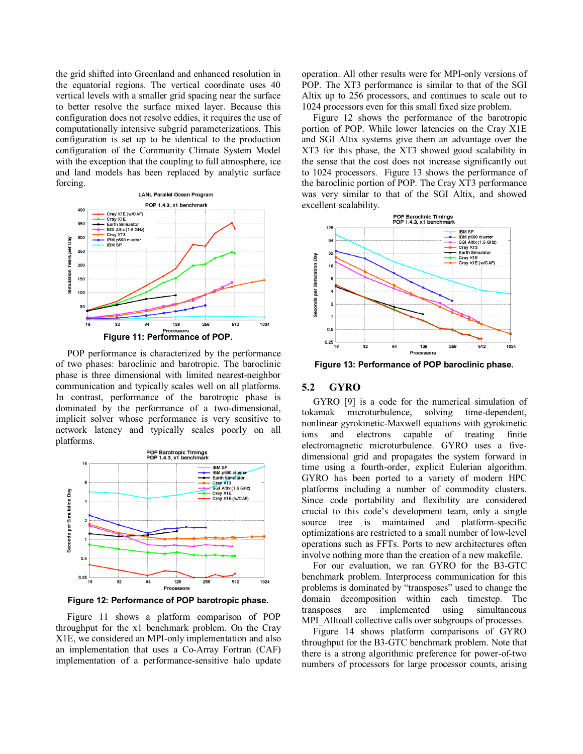the grid shifted into Greenland and enhanced resolution in the equatorial regions. The vertical coordinate uses 40 vertical levels with a smaller grid spacing near the surface to better resolve the surface mixed layer. Because this configuration does not resolve eddies, it requires the use of computationally intensive subgrid parameterizations. This configuration is set up to be identical to the production configuration of the Community Climate System Model with the exception that the coupling to full atmosphere, ice and land models has been replaced by analytic surface forcing.

LANL Parallel Ocean Program

POP 1.4.3, x1 benchmark

Cray X1E (w/CAF)
Cray X1E
Earth Simulator
SGI Altix (1.6 GHz)
Cray XT3
IBM p690 cluster
IBM SP

Simulation Years per Day

400
350
300
250
200
150
100
50

16 32 64 128 256 512 1024

Processors

**Figure 11: Performance of POP.**

POP performance is characterized by the performance of two phases: baroclinic and barotropic. The baroclinic phase is three dimensional with limited nearest-neighbor communication and typically scales well on all platforms. In contrast, performance of the barotropic phase is dominated by the performance of a two-dimensional, implicit solver whose performance is very sensitive to network latency and typically scales poorly on all platforms.

POP Barotropic Timings

POP 1.4.3, x1 benchmark

IBM SP
IBM p690 cluster
Earth Simulator
Cray XT3
SGI Altix (1.6 GHz)
Cray X1E
Cray X1E (w/CAF)

Seconds per Simulation Day

16
8
4
2
1
0.5
0.25

16 32 64 128 256 512 1024

Processors

**Figure 12: Performance of POP barotropic phase.**

Figure 11 shows a platform comparison of POP throughput for the x1 benchmark problem. On the Cray X1E, we considered an MPI-only implementation and also an implementation that uses a Co-Array Fortran (CAF) implementation of a performance-sensitive halo update operation. All other results were for MPI-only versions of POP. The XT3 performance is similar to that of the SGI Altix up to 256 processors, and continues to scale out to 1024 processors even for this small fixed size problem.

Figure 12 shows the performance of the barotropic portion of POP. While lower latencies on the Cray X1E and SGI Altix systems give them an advantage over the XT3 for this phase, the XT3 showed good scalability in the sense that the cost does not increase significantly out to 1024 processors. Figure 13 shows the performance of the baroclinic portion of POP. The Cray XT3 performance was very similar to that of the SGI Altix, and showed excellent scalability.

POP Baroclinic Timings

POP 1.4.3, x1 benchmark

IBM SP
IBM p690 cluster
SGI Altix (1.6 GHz)
Cray XT3
Earth Simulator
Cray X1E
Cray X1E (w/CAF)

Seconds per Simulation Day

128
64
32
16
8
4
2
1
0.5
0.25

16 32 64 128 256 512 1024

Processors

**Figure 13: Performance of POP baroclinic phase.**

## 5.2 GYRO

GYRO [9] is a code for the numerical simulation of tokamak microturbulence, solving time-dependent, nonlinear gyrokinetic-Maxwell equations with gyrokinetic ions and electrons capable of treating finite electromagnetic microturbulence. GYRO uses a five-dimensional grid and propagates the system forward in time using a fourth-order, explicit Eulerian algorithm. GYRO has been ported to a variety of modern HPC platforms including a number of commodity clusters. Since code portability and flexibility are considered crucial to this code's development team, only a single source tree is maintained and platform-specific optimizations are restricted to a small number of low-level operations such as FFTs. Ports to new architectures often involve nothing more than the creation of a new makefile.

For our evaluation, we ran GYRO for the B3-GTC benchmark problem. Interprocess communication for this problems is dominated by "transposes" used to change the domain decomposition within each timestep. The transposes are implemented using simultaneous MPI_Alltoall collective calls over subgroups of processes.

Figure 14 shows platform comparisons of GYRO throughput for the B3-GTC benchmark problem. Note that there is a strong algorithmic preference for power-of-two numbers of processors for large processor counts, arising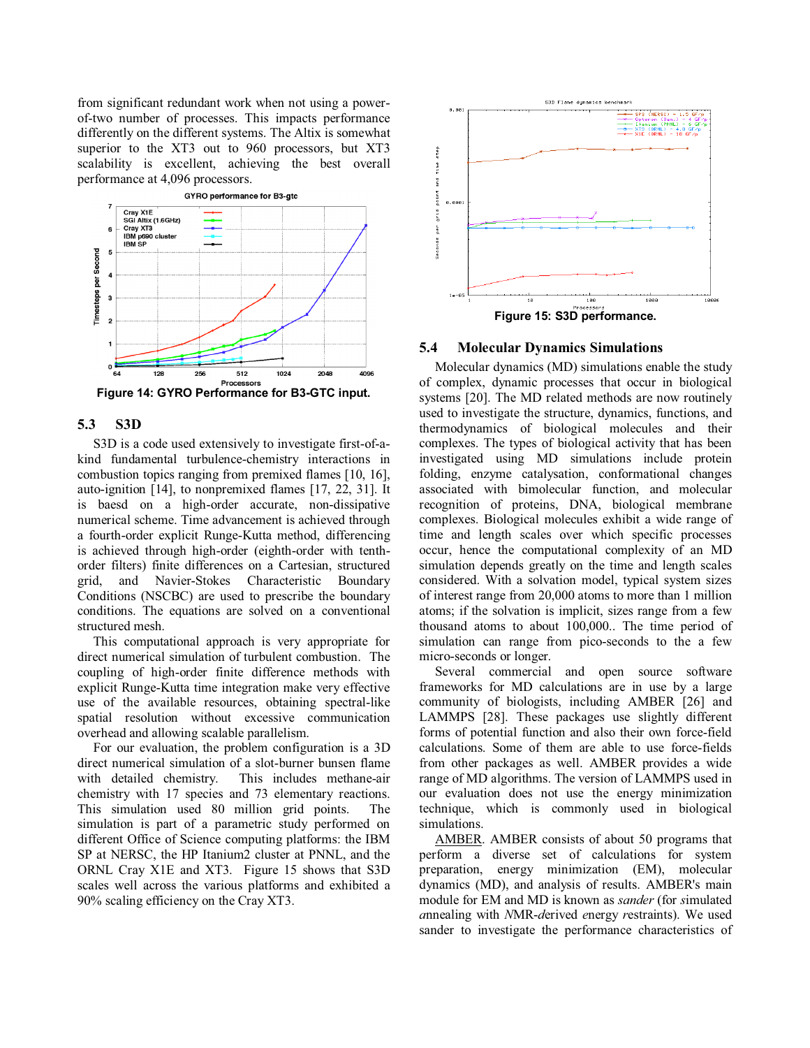from significant redundant work when not using a power-of-two number of processes. This impacts performance differently on the different systems. The Altix is somewhat superior to the XT3 out to 960 processors, but XT3 scalability is excellent, achieving the best overall performance at 4,096 processors.

GYRO performance for B3-gtc

Cray X1E
SGI Altix (1.6GHz)
Cray XT3
IBM p690 cluster
IBM SP

Timesteps per Second

0
1
2
3
4
5
6
7

64
128
256
512
1024
2048
4096

Processors

**Figure 14: GYRO Performance for B3-GTC input.**

## 5.3 S3D

S3D is a code used extensively to investigate first-of-a-kind fundamental turbulence-chemistry interactions in combustion topics ranging from premixed flames [10, 16], auto-ignition [14], to nonpremixed flames [17, 22, 31]. It is baesd on a high-order accurate, non-dissipative numerical scheme. Time advancement is achieved through a fourth-order explicit Runge-Kutta method, differencing is achieved through high-order (eighth-order with tenth-order filters) finite differences on a Cartesian, structured grid, and Navier-Stokes Characteristic Boundary Conditions (NSCBC) are used to prescribe the boundary conditions. The equations are solved on a conventional structured mesh.

This computational approach is very appropriate for direct numerical simulation of turbulent combustion. The coupling of high-order finite difference methods with explicit Runge-Kutta time integration make very effective use of the available resources, obtaining spectral-like spatial resolution without excessive communication overhead and allowing scalable parallelism.

For our evaluation, the problem configuration is a 3D direct numerical simulation of a slot-burner bunsen flame with detailed chemistry. This includes methane-air chemistry with 17 species and 73 elementary reactions. This simulation used 80 million grid points. The simulation is part of a parametric study performed on different Office of Science computing platforms: the IBM SP at NERSC, the HP Itanium2 cluster at PNNL, and the ORNL Cray X1E and XT3. Figure 15 shows that S3D scales well across the various platforms and exhibited a 90% scaling efficiency on the Cray XT3.

S3D Flame dynamics benchmark

SP3 (NERSC) - 1.5 GF/p
Opteron (Sam.) - 4 GF/p
Itanium (PNNL) - 6 GF/p
XT3 (ORNL) - 4.8 GF/p
X1E (ORNL) - 18 GF/p

Seconds per grid point and time step

0.001
0.0001
1e-05

1
10
100
1000
10000

Processors

**Figure 15: S3D performance.**

## 5.4 Molecular Dynamics Simulations

Molecular dynamics (MD) simulations enable the study of complex, dynamic processes that occur in biological systems [20]. The MD related methods are now routinely used to investigate the structure, dynamics, functions, and thermodynamics of biological molecules and their complexes. The types of biological activity that has been investigated using MD simulations include protein folding, enzyme catalysation, conformational changes associated with bimolecular function, and molecular recognition of proteins, DNA, biological membrane complexes. Biological molecules exhibit a wide range of time and length scales over which specific processes occur, hence the computational complexity of an MD simulation depends greatly on the time and length scales considered. With a solvation model, typical system sizes of interest range from 20,000 atoms to more than 1 million atoms; if the solvation is implicit, sizes range from a few thousand atoms to about 100,000.. The time period of simulation can range from pico-seconds to the a few micro-seconds or longer.

Several commercial and open source software frameworks for MD calculations are in use by a large community of biologists, including AMBER [26] and LAMMPS [28]. These packages use slightly different forms of potential function and also their own force-field calculations. Some of them are able to use force-fields from other packages as well. AMBER provides a wide range of MD algorithms. The version of LAMMPS used in our evaluation does not use the energy minimization technique, which is commonly used in biological simulations.

AMBER. AMBER consists of about 50 programs that perform a diverse set of calculations for system preparation, energy minimization (EM), molecular dynamics (MD), and analysis of results. AMBER's main module for EM and MD is known as *sander* (for *s*imulated *a*nnealing with *N*MR-*d*erived *e*nergy *r*estraints). We used sander to investigate the performance characteristics of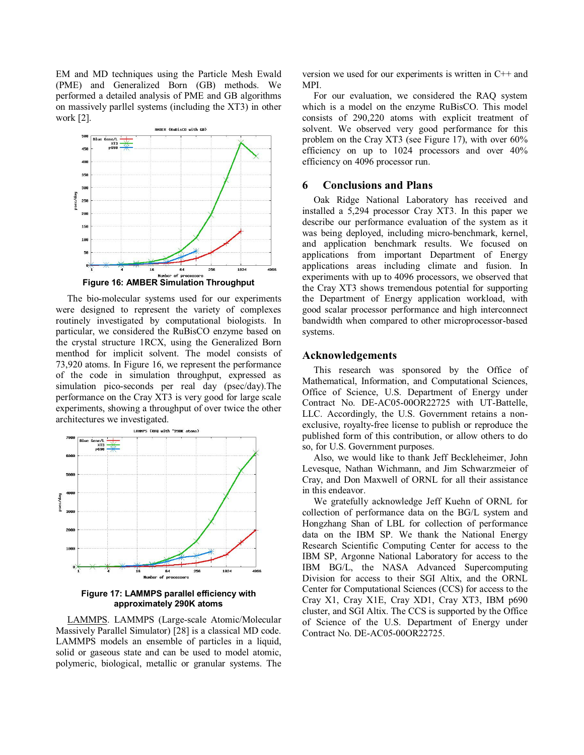EM and MD techniques using the Particle Mesh Ewald (PME) and Generalized Born (GB) methods. We performed a detailed analysis of PME and GB algorithms on massively parllel systems (including the XT3) in other work [2].

AMBER (RuBisCO with GB)

Blue Gene/L
XT3
p690

psec/day

0
50
100
150
200
250
300
350
400
450
500

1
4
16
64
256
1024
4096

Number of processors

**Figure 16: AMBER Simulation Throughput**

The bio-molecular systems used for our experiments were designed to represent the variety of complexes routinely investigated by computational biologists. In particular, we considered the RuBisCO enzyme based on the crystal structure 1RCX, using the Generalized Born menthod for implicit solvent. The model consists of 73,920 atoms. In Figure 16, we represent the performance of the code in simulation throughput, expressed as simulation pico-seconds per real day (psec/day).The performance on the Cray XT3 is very good for large scale experiments, showing a throughput of over twice the other architectures we investigated.

LAMMPS (RAQ with ~290K atoms)

Blue Gene/L
XT3
p690

psec/day

0
1000
2000
3000
4000
5000
6000
7000

1
4
16
64
256
1024
4096

Number of processors

**Figure 17: LAMMPS parallel efficiency with approximately 290K atoms**

LAMMPS. LAMMPS (Large-scale Atomic/Molecular Massively Parallel Simulator) [28] is a classical MD code. LAMMPS models an ensemble of particles in a liquid, solid or gaseous state and can be used to model atomic, polymeric, biological, metallic or granular systems. The version we used for our experiments is written in C++ and MPI.

For our evaluation, we considered the RAQ system which is a model on the enzyme RuBisCO. This model consists of 290,220 atoms with explicit treatment of solvent. We observed very good performance for this problem on the Cray XT3 (see Figure 17), with over 60% efficiency on up to 1024 processors and over 40% efficiency on 4096 processor run.

## 6 Conclusions and Plans

Oak Ridge National Laboratory has received and installed a 5,294 processor Cray XT3. In this paper we describe our performance evaluation of the system as it was being deployed, including micro-benchmark, kernel, and application benchmark results. We focused on applications from important Department of Energy applications areas including climate and fusion. In experiments with up to 4096 processors, we observed that the Cray XT3 shows tremendous potential for supporting the Department of Energy application workload, with good scalar processor performance and high interconnect bandwidth when compared to other microprocessor-based systems.

## Acknowledgements

This research was sponsored by the Office of Mathematical, Information, and Computational Sciences, Office of Science, U.S. Department of Energy under Contract No. DE-AC05-00OR22725 with UT-Battelle, LLC. Accordingly, the U.S. Government retains a non-exclusive, royalty-free license to publish or reproduce the published form of this contribution, or allow others to do so, for U.S. Government purposes.

Also, we would like to thank Jeff Beckleheimer, John Levesque, Nathan Wichmann, and Jim Schwarzmeier of Cray, and Don Maxwell of ORNL for all their assistance in this endeavor.

We gratefully acknowledge Jeff Kuehn of ORNL for collection of performance data on the BG/L system and Hongzhang Shan of LBL for collection of performance data on the IBM SP. We thank the National Energy Research Scientific Computing Center for access to the IBM SP, Argonne National Laboratory for access to the IBM BG/L, the NASA Advanced Supercomputing Division for access to their SGI Altix, and the ORNL Center for Computational Sciences (CCS) for access to the Cray X1, Cray X1E, Cray XD1, Cray XT3, IBM p690 cluster, and SGI Altix. The CCS is supported by the Office of Science of the U.S. Department of Energy under Contract No. DE-AC05-00OR22725.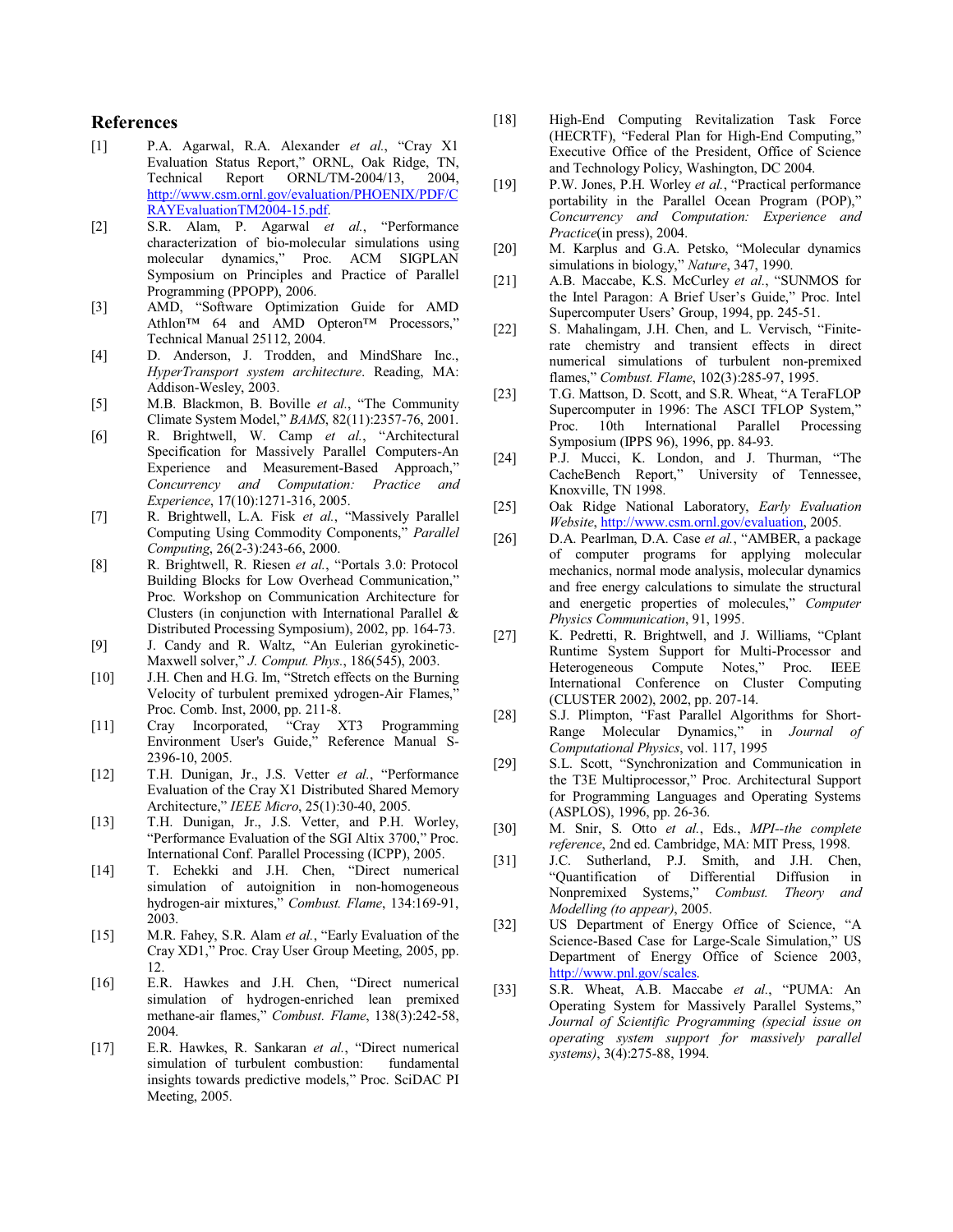## References

[1] P.A. Agarwal, R.A. Alexander *et al.*, “Cray X1 Evaluation Status Report,” ORNL, Oak Ridge, TN, Technical Report ORNL/TM-2004/13, 2004, http://www.csm.ornl.gov/evaluation/PHOENIX/PDF/CRAYEvaluationTM2004-15.pdf.

[2] S.R. Alam, P. Agarwal *et al.*, “Performance characterization of bio-molecular simulations using molecular dynamics,” Proc. ACM SIGPLAN Symposium on Principles and Practice of Parallel Programming (PPOPP), 2006.

[3] AMD, “Software Optimization Guide for AMD Athlon™ 64 and AMD Opteron™ Processors,” Technical Manual 25112, 2004.

[4] D. Anderson, J. Trodden, and MindShare Inc., *HyperTransport system architecture*. Reading, MA: Addison-Wesley, 2003.

[5] M.B. Blackmon, B. Boville *et al.*, “The Community Climate System Model,” *BAMS*, 82(11):2357-76, 2001.

[6] R. Brightwell, W. Camp *et al.*, “Architectural Specification for Massively Parallel Computers-An Experience and Measurement-Based Approach,” *Concurrency and Computation: Practice and Experience*, 17(10):1271-316, 2005.

[7] R. Brightwell, L.A. Fisk *et al.*, “Massively Parallel Computing Using Commodity Components,” *Parallel Computing*, 26(2-3):243-66, 2000.

[8] R. Brightwell, R. Riesen *et al.*, “Portals 3.0: Protocol Building Blocks for Low Overhead Communication,” Proc. Workshop on Communication Architecture for Clusters (in conjunction with International Parallel & Distributed Processing Symposium), 2002, pp. 164-73.

[9] J. Candy and R. Waltz, “An Eulerian gyrokinetic-Maxwell solver,” *J. Comput. Phys.*, 186(545), 2003.

[10] J.H. Chen and H.G. Im, “Stretch effects on the Burning Velocity of turbulent premixed ydrogen-Air Flames,” Proc. Comb. Inst, 2000, pp. 211-8.

[11] Cray Incorporated, “Cray XT3 Programming Environment User's Guide,” Reference Manual S-2396-10, 2005.

[12] T.H. Dunigan, Jr., J.S. Vetter *et al.*, “Performance Evaluation of the Cray X1 Distributed Shared Memory Architecture,” *IEEE Micro*, 25(1):30-40, 2005.

[13] T.H. Dunigan, Jr., J.S. Vetter, and P.H. Worley, “Performance Evaluation of the SGI Altix 3700,” Proc. International Conf. Parallel Processing (ICPP), 2005.

[14] T. Echekki and J.H. Chen, “Direct numerical simulation of autoignition in non-homogeneous hydrogen-air mixtures,” *Combust. Flame*, 134:169-91, 2003.

[15] M.R. Fahey, S.R. Alam *et al.*, “Early Evaluation of the Cray XD1,” Proc. Cray User Group Meeting, 2005, pp. 12.

[16] E.R. Hawkes and J.H. Chen, “Direct numerical simulation of hydrogen-enriched lean premixed methane-air flames,” *Combust. Flame*, 138(3):242-58, 2004.

[17] E.R. Hawkes, R. Sankaran *et al.*, “Direct numerical simulation of turbulent combustion: fundamental insights towards predictive models,” Proc. SciDAC PI Meeting, 2005.

[18] High-End Computing Revitalization Task Force (HECRTF), “Federal Plan for High-End Computing,” Executive Office of the President, Office of Science and Technology Policy, Washington, DC 2004.

[19] P.W. Jones, P.H. Worley *et al.*, “Practical performance portability in the Parallel Ocean Program (POP),” *Concurrency and Computation: Experience and Practice*(in press), 2004.

[20] M. Karplus and G.A. Petsko, “Molecular dynamics simulations in biology,” *Nature*, 347, 1990.

[21] A.B. Maccabe, K.S. McCurley *et al.*, “SUNMOS for the Intel Paragon: A Brief User’s Guide,” Proc. Intel Supercomputer Users’ Group, 1994, pp. 245-51.

[22] S. Mahalingam, J.H. Chen, and L. Vervisch, “Finite-rate chemistry and transient effects in direct numerical simulations of turbulent non-premixed flames,” *Combust. Flame*, 102(3):285-97, 1995.

[23] T.G. Mattson, D. Scott, and S.R. Wheat, “A TeraFLOP Supercomputer in 1996: The ASCI TFLOP System,” Proc. 10th International Parallel Processing Symposium (IPPS 96), 1996, pp. 84-93.

[24] P.J. Mucci, K. London, and J. Thurman, “The CacheBench Report,” University of Tennessee, Knoxville, TN 1998.

[25] Oak Ridge National Laboratory, *Early Evaluation Website*, http://www.csm.ornl.gov/evaluation, 2005.

[26] D.A. Pearlman, D.A. Case *et al.*, “AMBER, a package of computer programs for applying molecular mechanics, normal mode analysis, molecular dynamics and free energy calculations to simulate the structural and energetic properties of molecules,” *Computer Physics Communication*, 91, 1995.

[27] K. Pedretti, R. Brightwell, and J. Williams, “Cplant Runtime System Support for Multi-Processor and Heterogeneous Compute Notes,” Proc. IEEE International Conference on Cluster Computing (CLUSTER 2002), 2002, pp. 207-14.

[28] S.J. Plimpton, “Fast Parallel Algorithms for Short-Range Molecular Dynamics,” in *Journal of Computational Physics*, vol. 117, 1995

[29] S.L. Scott, “Synchronization and Communication in the T3E Multiprocessor,” Proc. Architectural Support for Programming Languages and Operating Systems (ASPLOS), 1996, pp. 26-36.

[30] M. Snir, S. Otto *et al.*, Eds., *MPI--the complete reference*, 2nd ed. Cambridge, MA: MIT Press, 1998.

[31] J.C. Sutherland, P.J. Smith, and J.H. Chen, “Quantification of Differential Diffusion in Nonpremixed Systems,” *Combust. Theory and Modelling (to appear)*, 2005.

[32] US Department of Energy Office of Science, “A Science-Based Case for Large-Scale Simulation,” US Department of Energy Office of Science 2003, http://www.pnl.gov/scales.

[33] S.R. Wheat, A.B. Maccabe *et al.*, “PUMA: An Operating System for Massively Parallel Systems,” *Journal of Scientific Programming (special issue on operating system support for massively parallel systems)*, 3(4):275-88, 1994.